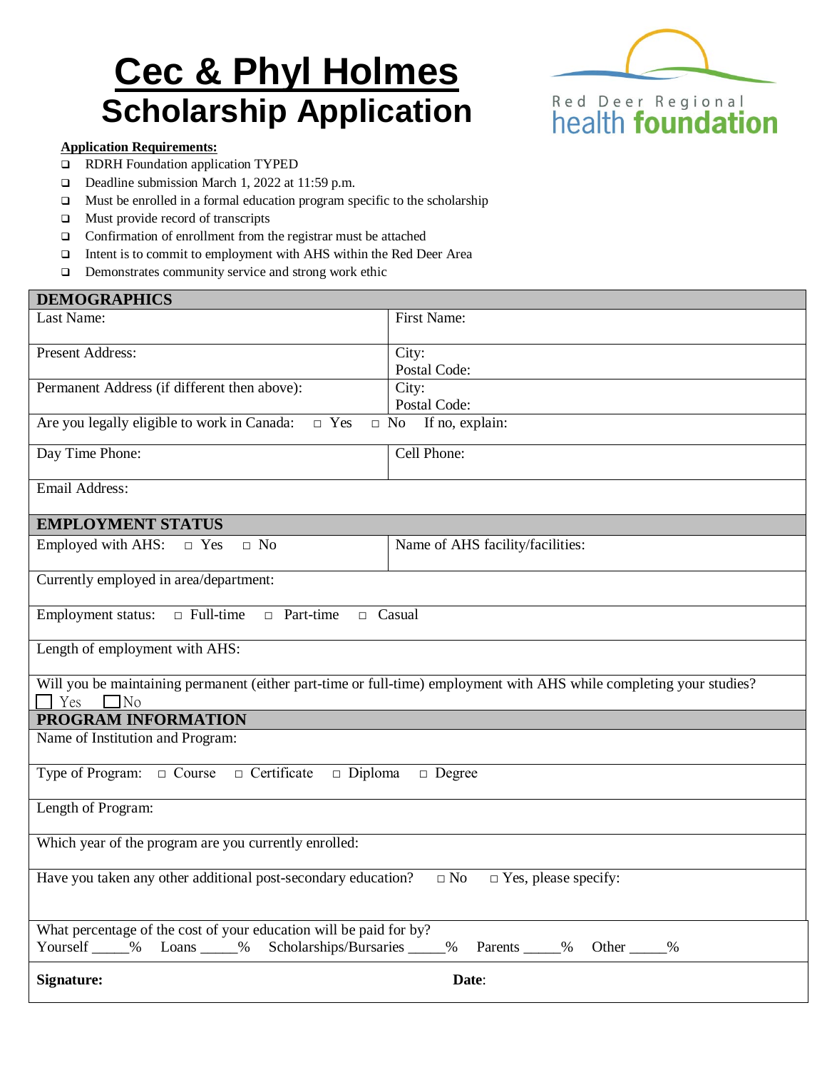# Cec & Phyl Holmes
## Scholarship Application

Red Deer Regional **health foundation**

**Application Requirements:**

- ❑ RDRH Foundation application TYPED
- ❑ Deadline submission March 1, 2022 at 11:59 p.m.
- ❑ Must be enrolled in a formal education program specific to the scholarship
- ❑ Must provide record of transcripts
- ❑ Confirmation of enrollment from the registrar must be attached
- ❑ Intent is to commit to employment with AHS within the Red Deer Area
- ❑ Demonstrates community service and strong work ethic

| **DEMOGRAPHICS** | |
|---|---|
| Last Name: | First Name: |
| Present Address: | City: Postal Code: |
| Permanent Address (if different then above): | City: Postal Code: |
| Are you legally eligible to work in Canada: □ Yes □ No If no, explain: | |
| Day Time Phone: | Cell Phone: |
| Email Address: | |
| **EMPLOYMENT STATUS** | |
| Employed with AHS: □ Yes □ No | Name of AHS facility/facilities: |
| Currently employed in area/department: | |
| Employment status: □ Full-time □ Part-time □ Casual | |
| Length of employment with AHS: | |
| Will you be maintaining permanent (either part-time or full-time) employment with AHS while completing your studies? □ Yes □ No | |
| **PROGRAM INFORMATION** | |
| Name of Institution and Program: | |
| Type of Program: □ Course □ Certificate □ Diploma □ Degree | |
| Length of Program: | |
| Which year of the program are you currently enrolled: | |
| Have you taken any other additional post-secondary education? □ No □ Yes, please specify: | |
| What percentage of the cost of your education will be paid for by? Yourself _____% Loans _____% Scholarships/Bursaries _____% Parents _____% Other _____% | |
| **Signature:** | **Date**: |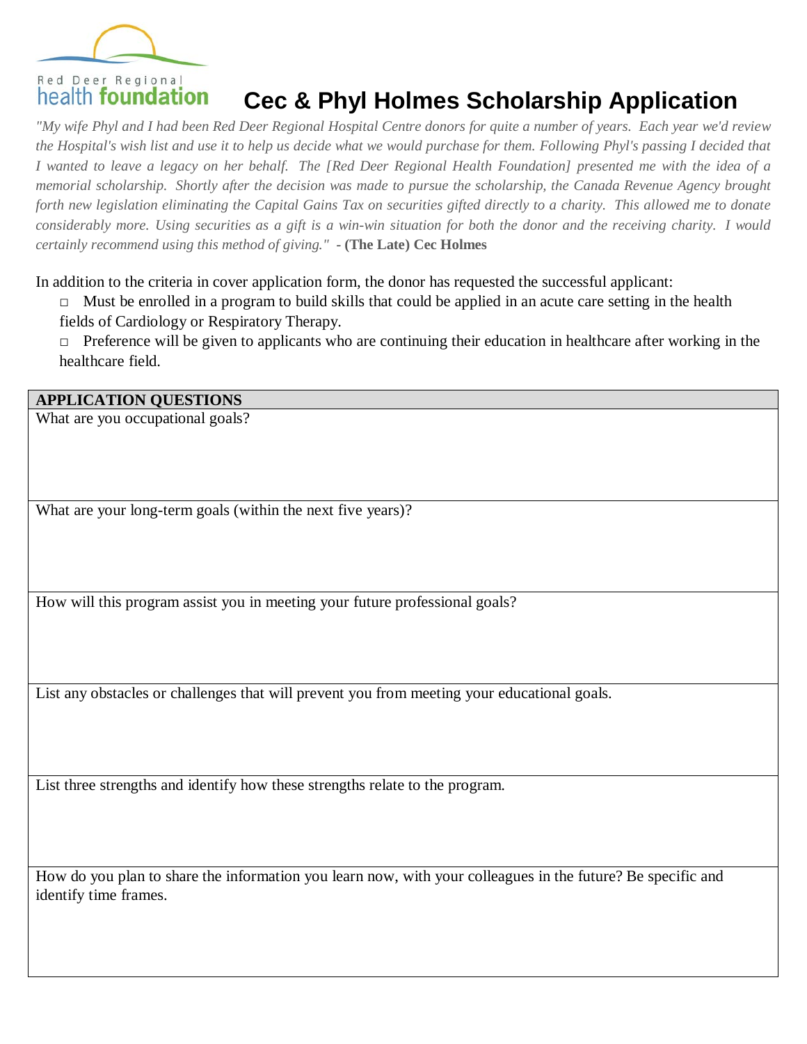Red Deer Regional
health foundation

# Cec & Phyl Holmes Scholarship Application

*"My wife Phyl and I had been Red Deer Regional Hospital Centre donors for quite a number of years. Each year we'd review the Hospital's wish list and use it to help us decide what we would purchase for them. Following Phyl's passing I decided that I wanted to leave a legacy on her behalf. The [Red Deer Regional Health Foundation] presented me with the idea of a memorial scholarship. Shortly after the decision was made to pursue the scholarship, the Canada Revenue Agency brought forth new legislation eliminating the Capital Gains Tax on securities gifted directly to a charity. This allowed me to donate considerably more. Using securities as a gift is a win-win situation for both the donor and the receiving charity. I would certainly recommend using this method of giving."* - **(The Late) Cec Holmes**

In addition to the criteria in cover application form, the donor has requested the successful applicant:

- □ Must be enrolled in a program to build skills that could be applied in an acute care setting in the health fields of Cardiology or Respiratory Therapy.
- □ Preference will be given to applicants who are continuing their education in healthcare after working in the healthcare field.

| **APPLICATION QUESTIONS** |
|---|
| What are you occupational goals? |
| What are your long-term goals (within the next five years)? |
| How will this program assist you in meeting your future professional goals? |
| List any obstacles or challenges that will prevent you from meeting your educational goals. |
| List three strengths and identify how these strengths relate to the program. |
| How do you plan to share the information you learn now, with your colleagues in the future? Be specific and identify time frames. |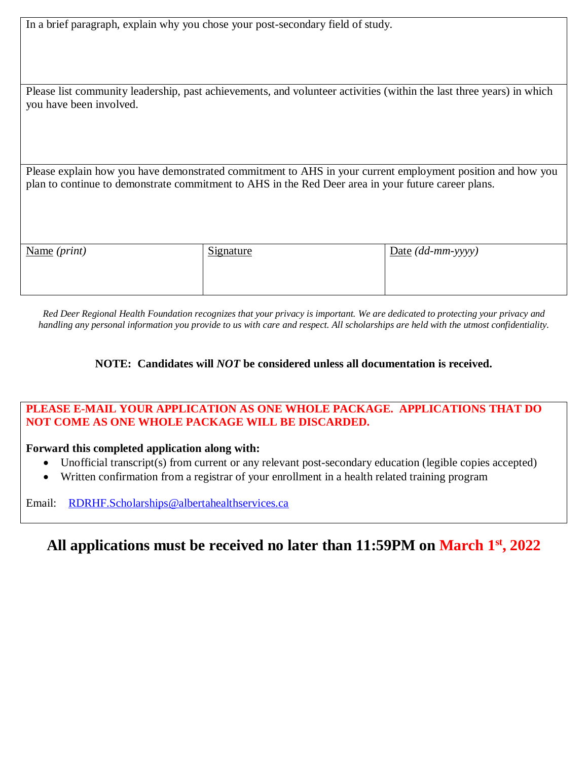In a brief paragraph, explain why you chose your post-secondary field of study.

Please list community leadership, past achievements, and volunteer activities (within the last three years) in which you have been involved.

Please explain how you have demonstrated commitment to AHS in your current employment position and how you plan to continue to demonstrate commitment to AHS in the Red Deer area in your future career plans.

| Name *(print)* | Signature | Date *(dd-mm-yyyy)* |
| --- | --- | --- |
| | | |

*Red Deer Regional Health Foundation recognizes that your privacy is important. We are dedicated to protecting your privacy and handling any personal information you provide to us with care and respect. All scholarships are held with the utmost confidentiality.*

**NOTE: Candidates will *NOT* be considered unless all documentation is received.**

**PLEASE E-MAIL YOUR APPLICATION AS ONE WHOLE PACKAGE. APPLICATIONS THAT DO NOT COME AS ONE WHOLE PACKAGE WILL BE DISCARDED.**

**Forward this completed application along with:**

- Unofficial transcript(s) from current or any relevant post-secondary education (legible copies accepted)
- Written confirmation from a registrar of your enrollment in a health related training program

Email: RDRHF.Scholarships@albertahealthservices.ca

## All applications must be received no later than 11:59PM on March 1st, 2022